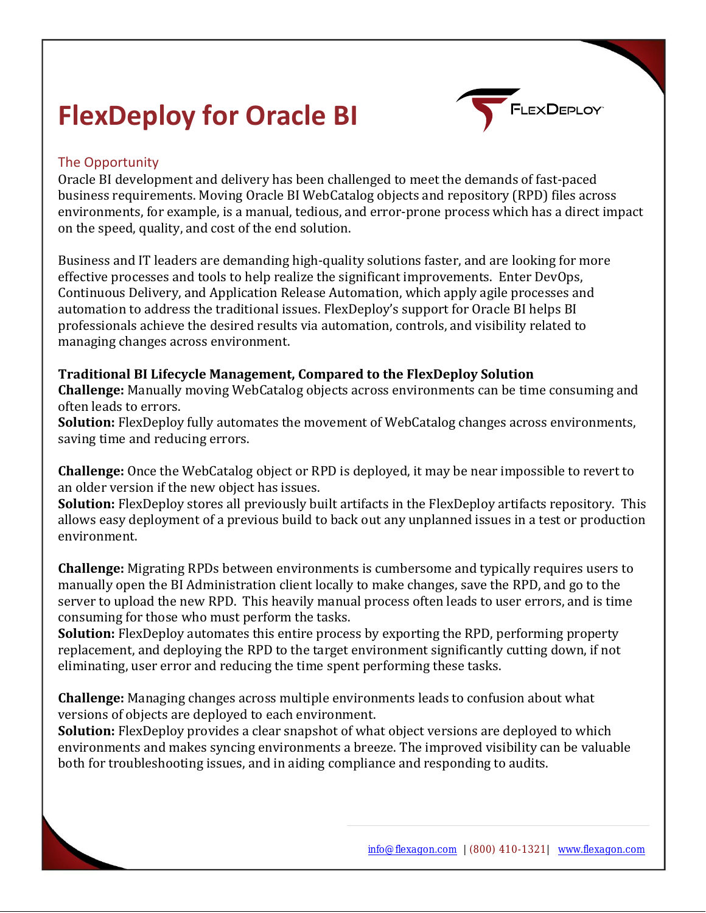# FlexDeploy for Oracle BI

## The Opportunity

Oracle BI development and delivery has been challenged to meet the demands of fast-paced business requirements. Moving Oracle BI WebCatalog objects and repository (RPD) files across environments, for example, is a manual, tedious, and error-prone process which has a direct impact on the speed, quality, and cost of the end solution.

Business and IT leaders are demanding high-quality solutions faster, and are looking for more effective processes and tools to help realize the significant improvements. Enter DevOps, Continuous Delivery, and Application Release Automation, which apply agile processes and automation to address the traditional issues. FlexDeploy's support for Oracle BI helps BI professionals achieve the desired results via automation, controls, and visibility related to managing changes across environment.

**Traditional BI Lifecycle Management, Compared to the FlexDeploy Solution**

**Challenge:** Manually moving WebCatalog objects across environments can be time consuming and often leads to errors.
**Solution:** FlexDeploy fully automates the movement of WebCatalog changes across environments, saving time and reducing errors.

**Challenge:** Once the WebCatalog object or RPD is deployed, it may be near impossible to revert to an older version if the new object has issues.
**Solution:** FlexDeploy stores all previously built artifacts in the FlexDeploy artifacts repository. This allows easy deployment of a previous build to back out any unplanned issues in a test or production environment.

**Challenge:** Migrating RPDs between environments is cumbersome and typically requires users to manually open the BI Administration client locally to make changes, save the RPD, and go to the server to upload the new RPD. This heavily manual process often leads to user errors, and is time consuming for those who must perform the tasks.
**Solution:** FlexDeploy automates this entire process by exporting the RPD, performing property replacement, and deploying the RPD to the target environment significantly cutting down, if not eliminating, user error and reducing the time spent performing these tasks.

**Challenge:** Managing changes across multiple environments leads to confusion about what versions of objects are deployed to each environment.
**Solution:** FlexDeploy provides a clear snapshot of what object versions are deployed to which environments and makes syncing environments a breeze. The improved visibility can be valuable both for troubleshooting issues, and in aiding compliance and responding to audits.

info@flexagon.com | (800) 410-1321 | www.flexagon.com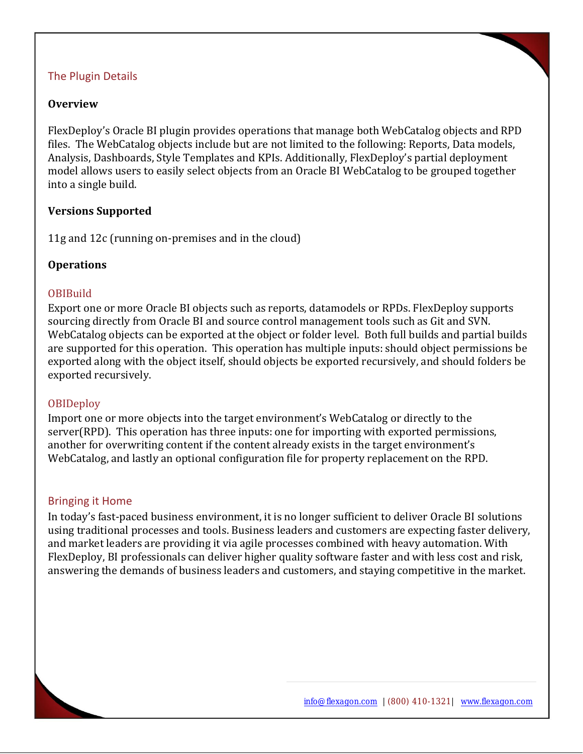## The Plugin Details

### Overview

FlexDeploy's Oracle BI plugin provides operations that manage both WebCatalog objects and RPD files. The WebCatalog objects include but are not limited to the following: Reports, Data models, Analysis, Dashboards, Style Templates and KPIs. Additionally, FlexDeploy's partial deployment model allows users to easily select objects from an Oracle BI WebCatalog to be grouped together into a single build.

### Versions Supported

11g and 12c (running on-premises and in the cloud)

### Operations

#### OBIBuild

Export one or more Oracle BI objects such as reports, datamodels or RPDs. FlexDeploy supports sourcing directly from Oracle BI and source control management tools such as Git and SVN. WebCatalog objects can be exported at the object or folder level. Both full builds and partial builds are supported for this operation. This operation has multiple inputs: should object permissions be exported along with the object itself, should objects be exported recursively, and should folders be exported recursively.

#### OBIDeploy

Import one or more objects into the target environment's WebCatalog or directly to the server(RPD). This operation has three inputs: one for importing with exported permissions, another for overwriting content if the content already exists in the target environment's WebCatalog, and lastly an optional configuration file for property replacement on the RPD.

## Bringing it Home

In today's fast-paced business environment, it is no longer sufficient to deliver Oracle BI solutions using traditional processes and tools. Business leaders and customers are expecting faster delivery, and market leaders are providing it via agile processes combined with heavy automation. With FlexDeploy, BI professionals can deliver higher quality software faster and with less cost and risk, answering the demands of business leaders and customers, and staying competitive in the market.

info@flexagon.com | (800) 410-1321| www.flexagon.com